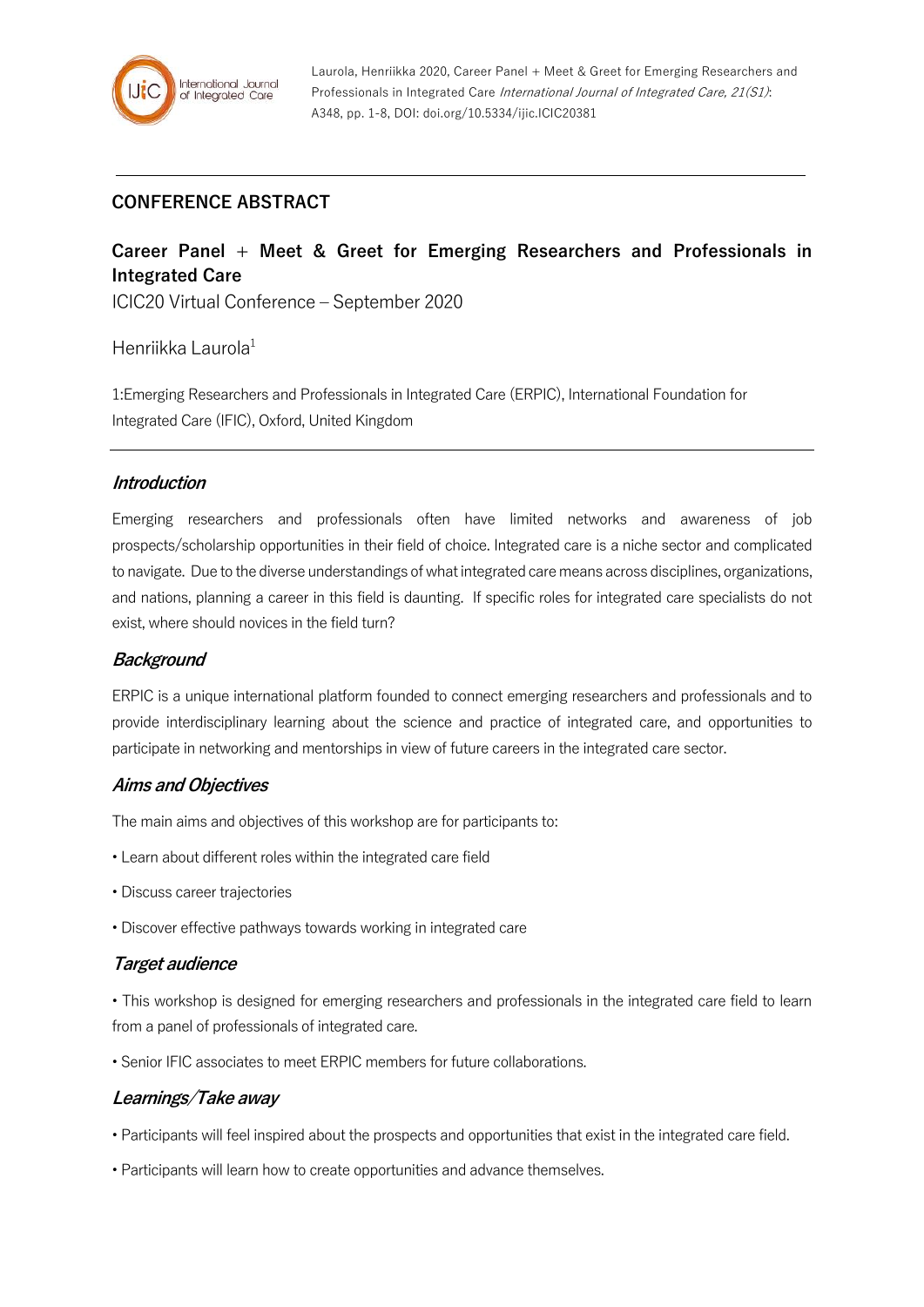## CONFERENCE ABSTRACT

# Career Panel + Meet & Greet for Emerging Researchers and Professionals in Integrated Care

ICIC20 Virtual Conference – September 2020

Henriikka Laurola[1]

1:Emerging Researchers and Professionals in Integrated Care (ERPIC), International Foundation for Integrated Care (IFIC), Oxford, United Kingdom

### *Introduction*

Emerging researchers and professionals often have limited networks and awareness of job prospects/scholarship opportunities in their field of choice. Integrated care is a niche sector and complicated to navigate. Due to the diverse understandings of what integrated care means across disciplines, organizations, and nations, planning a career in this field is daunting. If specific roles for integrated care specialists do not exist, where should novices in the field turn?

### *Background*

ERPIC is a unique international platform founded to connect emerging researchers and professionals and to provide interdisciplinary learning about the science and practice of integrated care, and opportunities to participate in networking and mentorships in view of future careers in the integrated care sector.

### *Aims and Objectives*

The main aims and objectives of this workshop are for participants to:

• Learn about different roles within the integrated care field

• Discuss career trajectories

• Discover effective pathways towards working in integrated care

### *Target audience*

• This workshop is designed for emerging researchers and professionals in the integrated care field to learn from a panel of professionals of integrated care.

• Senior IFIC associates to meet ERPIC members for future collaborations.

### *Learnings/Take away*

• Participants will feel inspired about the prospects and opportunities that exist in the integrated care field.

• Participants will learn how to create opportunities and advance themselves.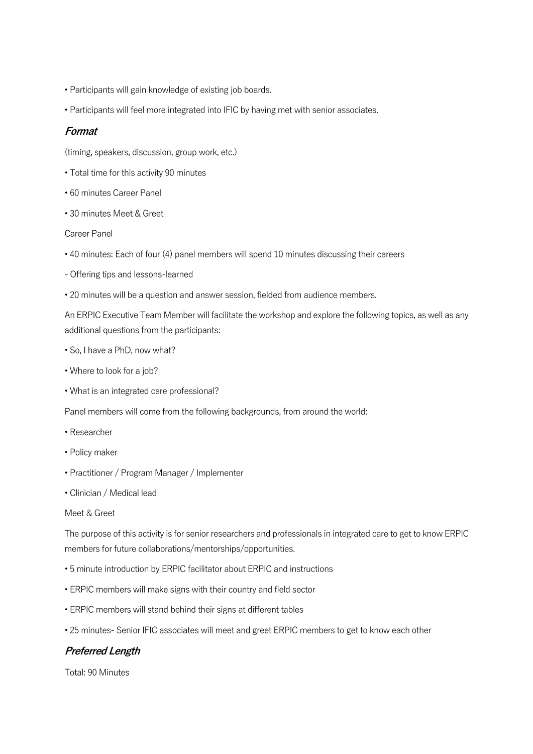- Participants will gain knowledge of existing job boards.
- Participants will feel more integrated into IFIC by having met with senior associates.

## *Format*

(timing, speakers, discussion, group work, etc.)

- Total time for this activity 90 minutes
- 60 minutes Career Panel
- 30 minutes Meet & Greet

Career Panel

- 40 minutes: Each of four (4) panel members will spend 10 minutes discussing their careers

- Offering tips and lessons-learned

- 20 minutes will be a question and answer session, fielded from audience members.

An ERPIC Executive Team Member will facilitate the workshop and explore the following topics, as well as any additional questions from the participants:

- So, I have a PhD, now what?
- Where to look for a job?
- What is an integrated care professional?

Panel members will come from the following backgrounds, from around the world:

- Researcher
- Policy maker
- Practitioner / Program Manager / Implementer
- Clinician / Medical lead

Meet & Greet

The purpose of this activity is for senior researchers and professionals in integrated care to get to know ERPIC members for future collaborations/mentorships/opportunities.

- 5 minute introduction by ERPIC facilitator about ERPIC and instructions
- ERPIC members will make signs with their country and field sector
- ERPIC members will stand behind their signs at different tables
- 25 minutes- Senior IFIC associates will meet and greet ERPIC members to get to know each other

## *Preferred Length*

Total: 90 Minutes